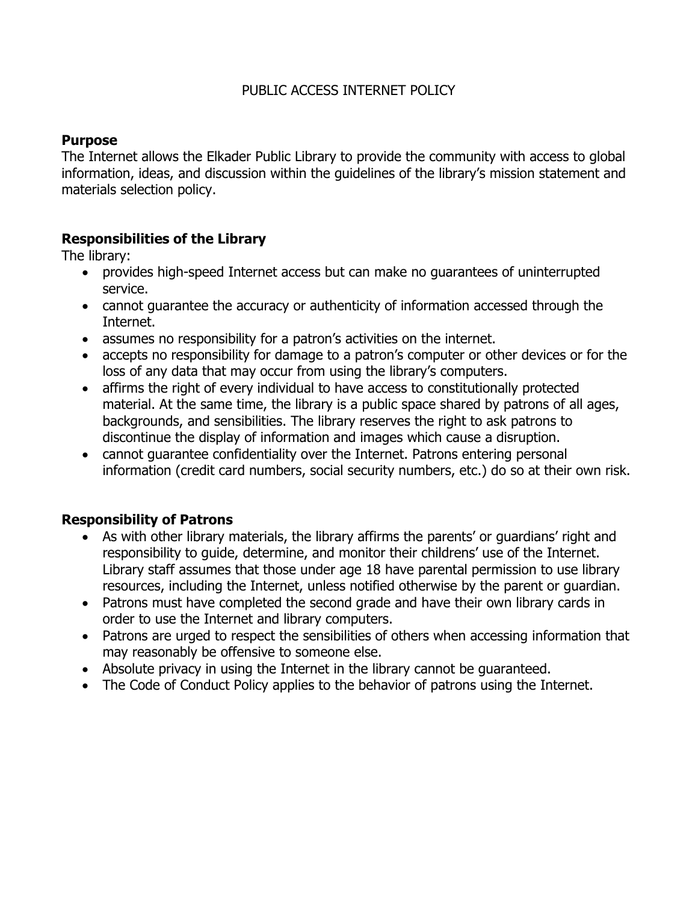# PUBLIC ACCESS INTERNET POLICY

## Purpose

The Internet allows the Elkader Public Library to provide the community with access to global information, ideas, and discussion within the guidelines of the library's mission statement and materials selection policy.

## Responsibilities of the Library

The library:

- provides high-speed Internet access but can make no guarantees of uninterrupted service.
- cannot guarantee the accuracy or authenticity of information accessed through the Internet.
- assumes no responsibility for a patron's activities on the internet.
- accepts no responsibility for damage to a patron's computer or other devices or for the loss of any data that may occur from using the library's computers.
- affirms the right of every individual to have access to constitutionally protected material. At the same time, the library is a public space shared by patrons of all ages, backgrounds, and sensibilities. The library reserves the right to ask patrons to discontinue the display of information and images which cause a disruption.
- cannot guarantee confidentiality over the Internet. Patrons entering personal information (credit card numbers, social security numbers, etc.) do so at their own risk.

## Responsibility of Patrons

- As with other library materials, the library affirms the parents' or guardians' right and responsibility to guide, determine, and monitor their childrens' use of the Internet. Library staff assumes that those under age 18 have parental permission to use library resources, including the Internet, unless notified otherwise by the parent or guardian.
- Patrons must have completed the second grade and have their own library cards in order to use the Internet and library computers.
- Patrons are urged to respect the sensibilities of others when accessing information that may reasonably be offensive to someone else.
- Absolute privacy in using the Internet in the library cannot be guaranteed.
- The Code of Conduct Policy applies to the behavior of patrons using the Internet.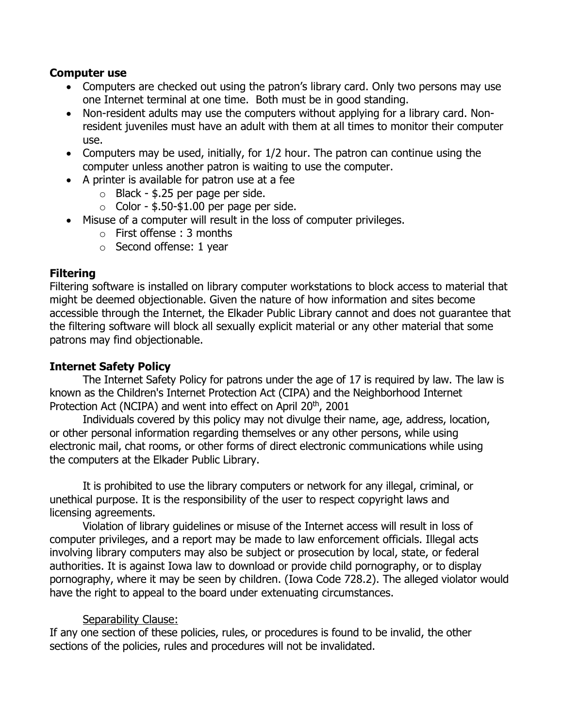**Computer use**

- Computers are checked out using the patron's library card. Only two persons may use one Internet terminal at one time. Both must be in good standing.
- Non-resident adults may use the computers without applying for a library card. Non-resident juveniles must have an adult with them at all times to monitor their computer use.
- Computers may be used, initially, for 1/2 hour. The patron can continue using the computer unless another patron is waiting to use the computer.
- A printer is available for patron use at a fee
    - Black - $.25 per page per side.
    - Color - $.50-$1.00 per page per side.
- Misuse of a computer will result in the loss of computer privileges.
    - First offense : 3 months
    - Second offense: 1 year

**Filtering**

Filtering software is installed on library computer workstations to block access to material that might be deemed objectionable. Given the nature of how information and sites become accessible through the Internet, the Elkader Public Library cannot and does not guarantee that the filtering software will block all sexually explicit material or any other material that some patrons may find objectionable.

**Internet Safety Policy**

The Internet Safety Policy for patrons under the age of 17 is required by law. The law is known as the Children's Internet Protection Act (CIPA) and the Neighborhood Internet Protection Act (NCIPA) and went into effect on April 20th, 2001

Individuals covered by this policy may not divulge their name, age, address, location, or other personal information regarding themselves or any other persons, while using electronic mail, chat rooms, or other forms of direct electronic communications while using the computers at the Elkader Public Library.

It is prohibited to use the library computers or network for any illegal, criminal, or unethical purpose. It is the responsibility of the user to respect copyright laws and licensing agreements.

Violation of library guidelines or misuse of the Internet access will result in loss of computer privileges, and a report may be made to law enforcement officials. Illegal acts involving library computers may also be subject or prosecution by local, state, or federal authorities. It is against Iowa law to download or provide child pornography, or to display pornography, where it may be seen by children. (Iowa Code 728.2). The alleged violator would have the right to appeal to the board under extenuating circumstances.

Separability Clause:

If any one section of these policies, rules, or procedures is found to be invalid, the other sections of the policies, rules and procedures will not be invalidated.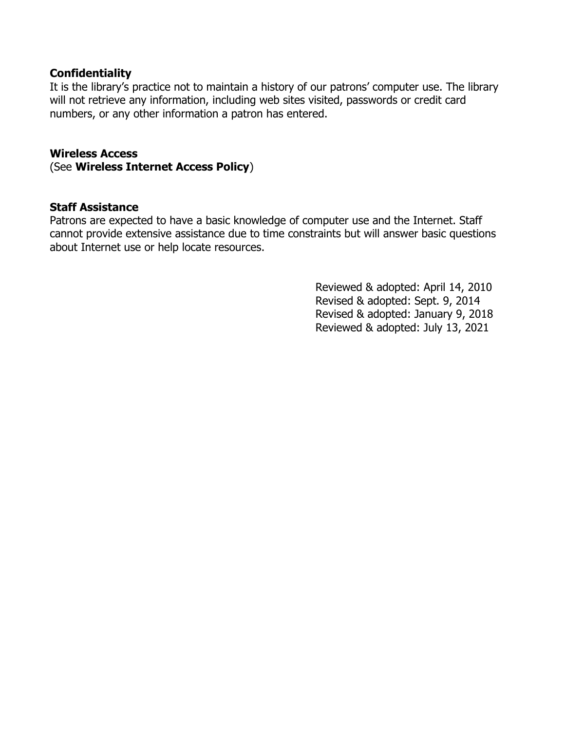**Confidentiality**
It is the library's practice not to maintain a history of our patrons' computer use. The library will not retrieve any information, including web sites visited, passwords or credit card numbers, or any other information a patron has entered.

**Wireless Access**
(See **Wireless Internet Access Policy**)

**Staff Assistance**
Patrons are expected to have a basic knowledge of computer use and the Internet. Staff cannot provide extensive assistance due to time constraints but will answer basic questions about Internet use or help locate resources.

Reviewed & adopted: April 14, 2010
Revised & adopted: Sept. 9, 2014
Revised & adopted: January 9, 2018
Reviewed & adopted: July 13, 2021